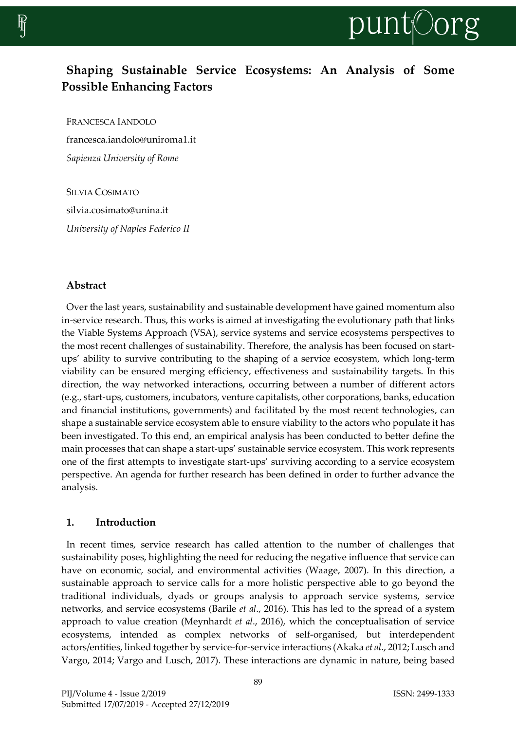# Shaping Sustainable Service Ecosystems: An Analysis of Some Possible Enhancing Factors

FRANCESCA IANDOLO

francesca.iandolo@uniroma1.it

*Sapienza University of Rome*

SILVIA COSIMATO

silvia.cosimato@unina.it

*University of Naples Federico II*

## Abstract

Over the last years, sustainability and sustainable development have gained momentum also in-service research. Thus, this works is aimed at investigating the evolutionary path that links the Viable Systems Approach (VSA), service systems and service ecosystems perspectives to the most recent challenges of sustainability. Therefore, the analysis has been focused on start-ups' ability to survive contributing to the shaping of a service ecosystem, which long-term viability can be ensured merging efficiency, effectiveness and sustainability targets. In this direction, the way networked interactions, occurring between a number of different actors (e.g., start-ups, customers, incubators, venture capitalists, other corporations, banks, education and financial institutions, governments) and facilitated by the most recent technologies, can shape a sustainable service ecosystem able to ensure viability to the actors who populate it has been investigated. To this end, an empirical analysis has been conducted to better define the main processes that can shape a start-ups' sustainable service ecosystem. This work represents one of the first attempts to investigate start-ups' surviving according to a service ecosystem perspective. An agenda for further research has been defined in order to further advance the analysis.

## 1. Introduction

In recent times, service research has called attention to the number of challenges that sustainability poses, highlighting the need for reducing the negative influence that service can have on economic, social, and environmental activities (Waage, 2007). In this direction, a sustainable approach to service calls for a more holistic perspective able to go beyond the traditional individuals, dyads or groups analysis to approach service systems, service networks, and service ecosystems (Barile *et al*., 2016). This has led to the spread of a system approach to value creation (Meynhardt *et al*., 2016), which the conceptualisation of service ecosystems, intended as complex networks of self-organised, but interdependent actors/entities, linked together by service-for-service interactions (Akaka *et al*., 2012; Lusch and Vargo, 2014; Vargo and Lusch, 2017). These interactions are dynamic in nature, being based

PIJ/Volume 4 - Issue 2/2019 ISSN: 2499-1333
Submitted 17/07/2019 - Accepted 27/12/2019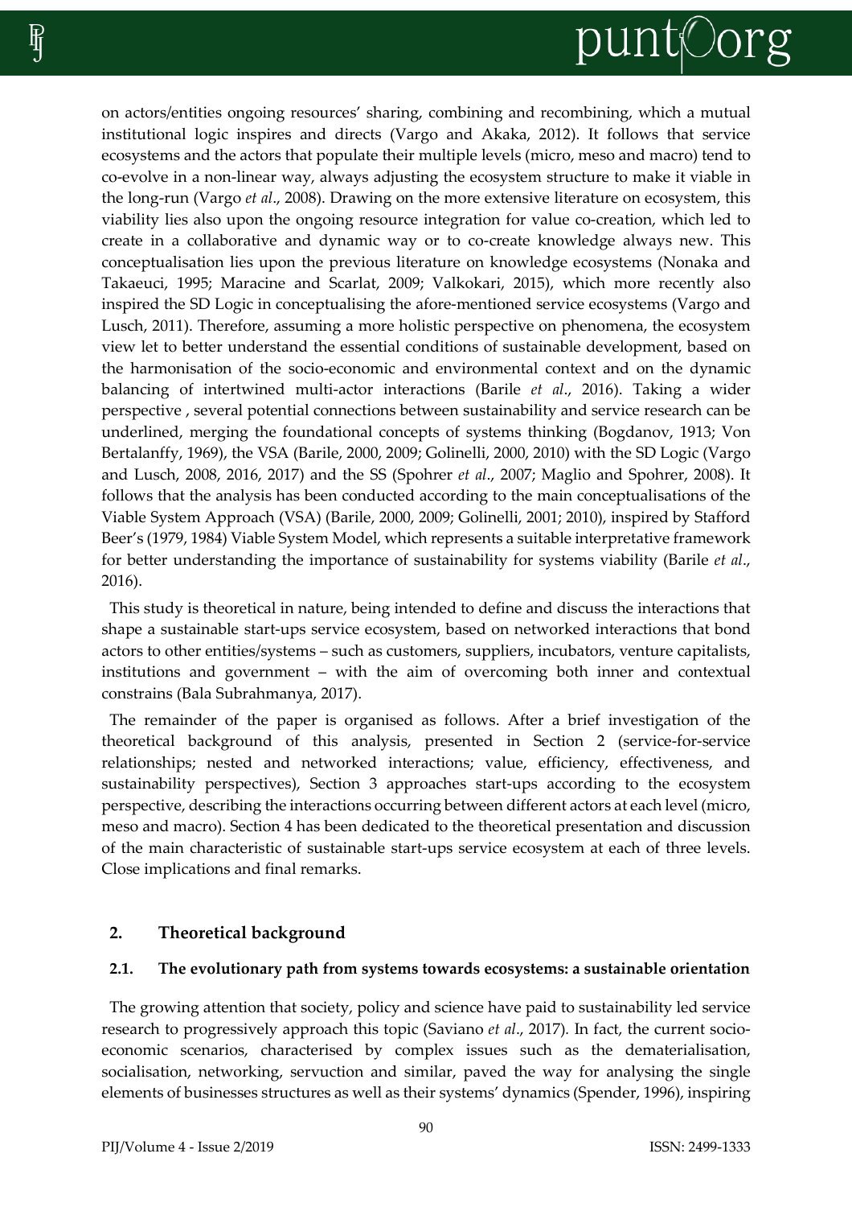on actors/entities ongoing resources' sharing, combining and recombining, which a mutual institutional logic inspires and directs (Vargo and Akaka, 2012). It follows that service ecosystems and the actors that populate their multiple levels (micro, meso and macro) tend to co-evolve in a non-linear way, always adjusting the ecosystem structure to make it viable in the long-run (Vargo *et al*., 2008). Drawing on the more extensive literature on ecosystem, this viability lies also upon the ongoing resource integration for value co-creation, which led to create in a collaborative and dynamic way or to co-create knowledge always new. This conceptualisation lies upon the previous literature on knowledge ecosystems (Nonaka and Takaeuci, 1995; Maracine and Scarlat, 2009; Valkokari, 2015), which more recently also inspired the SD Logic in conceptualising the afore-mentioned service ecosystems (Vargo and Lusch, 2011). Therefore, assuming a more holistic perspective on phenomena, the ecosystem view let to better understand the essential conditions of sustainable development, based on the harmonisation of the socio-economic and environmental context and on the dynamic balancing of intertwined multi-actor interactions (Barile *et al*., 2016). Taking a wider perspective , several potential connections between sustainability and service research can be underlined, merging the foundational concepts of systems thinking (Bogdanov, 1913; Von Bertalanffy, 1969), the VSA (Barile, 2000, 2009; Golinelli, 2000, 2010) with the SD Logic (Vargo and Lusch, 2008, 2016, 2017) and the SS (Spohrer *et al*., 2007; Maglio and Spohrer, 2008). It follows that the analysis has been conducted according to the main conceptualisations of the Viable System Approach (VSA) (Barile, 2000, 2009; Golinelli, 2001; 2010), inspired by Stafford Beer's (1979, 1984) Viable System Model, which represents a suitable interpretative framework for better understanding the importance of sustainability for systems viability (Barile *et al*., 2016).

This study is theoretical in nature, being intended to define and discuss the interactions that shape a sustainable start-ups service ecosystem, based on networked interactions that bond actors to other entities/systems – such as customers, suppliers, incubators, venture capitalists, institutions and government – with the aim of overcoming both inner and contextual constrains (Bala Subrahmanya, 2017).

The remainder of the paper is organised as follows. After a brief investigation of the theoretical background of this analysis, presented in Section 2 (service-for-service relationships; nested and networked interactions; value, efficiency, effectiveness, and sustainability perspectives), Section 3 approaches start-ups according to the ecosystem perspective, describing the interactions occurring between different actors at each level (micro, meso and macro). Section 4 has been dedicated to the theoretical presentation and discussion of the main characteristic of sustainable start-ups service ecosystem at each of three levels. Close implications and final remarks.

## 2. Theoretical background

### 2.1. The evolutionary path from systems towards ecosystems: a sustainable orientation

The growing attention that society, policy and science have paid to sustainability led service research to progressively approach this topic (Saviano *et al*., 2017). In fact, the current socio-economic scenarios, characterised by complex issues such as the dematerialisation, socialisation, networking, servuction and similar, paved the way for analysing the single elements of businesses structures as well as their systems' dynamics (Spender, 1996), inspiring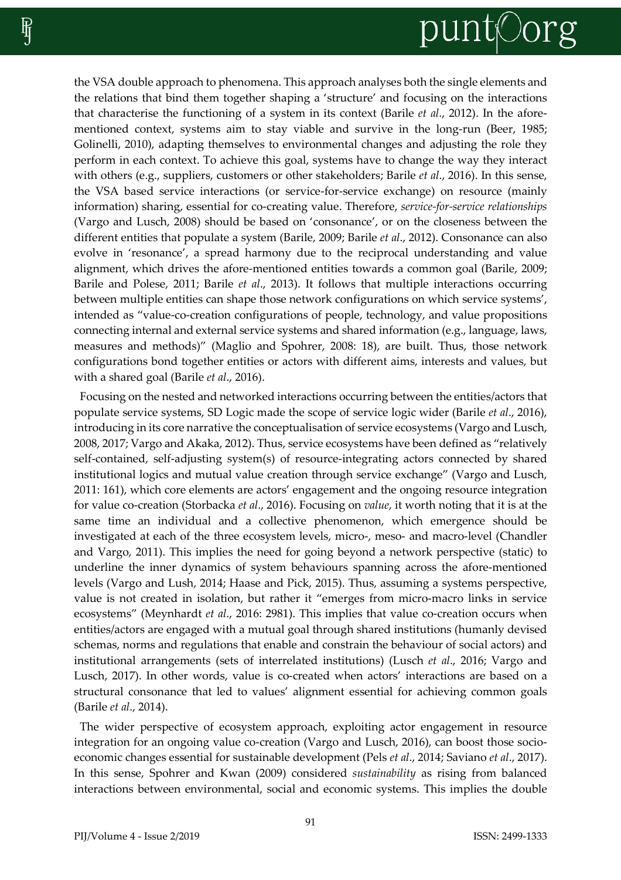the VSA double approach to phenomena. This approach analyses both the single elements and the relations that bind them together shaping a 'structure' and focusing on the interactions that characterise the functioning of a system in its context (Barile *et al*., 2012). In the afore-mentioned context, systems aim to stay viable and survive in the long-run (Beer, 1985; Golinelli, 2010), adapting themselves to environmental changes and adjusting the role they perform in each context. To achieve this goal, systems have to change the way they interact with others (e.g., suppliers, customers or other stakeholders; Barile *et al*., 2016). In this sense, the VSA based service interactions (or service-for-service exchange) on resource (mainly information) sharing, essential for co-creating value. Therefore, *service-for-service relationships* (Vargo and Lusch, 2008) should be based on 'consonance', or on the closeness between the different entities that populate a system (Barile, 2009; Barile *et al*., 2012). Consonance can also evolve in 'resonance', a spread harmony due to the reciprocal understanding and value alignment, which drives the afore-mentioned entities towards a common goal (Barile, 2009; Barile and Polese, 2011; Barile *et al*., 2013). It follows that multiple interactions occurring between multiple entities can shape those network configurations on which service systems', intended as "value-co-creation configurations of people, technology, and value propositions connecting internal and external service systems and shared information (e.g., language, laws, measures and methods)" (Maglio and Spohrer, 2008: 18), are built. Thus, those network configurations bond together entities or actors with different aims, interests and values, but with a shared goal (Barile *et al*., 2016).

Focusing on the nested and networked interactions occurring between the entities/actors that populate service systems, SD Logic made the scope of service logic wider (Barile *et al*., 2016), introducing in its core narrative the conceptualisation of service ecosystems (Vargo and Lusch, 2008, 2017; Vargo and Akaka, 2012). Thus, service ecosystems have been defined as "relatively self-contained, self-adjusting system(s) of resource-integrating actors connected by shared institutional logics and mutual value creation through service exchange" (Vargo and Lusch, 2011: 161), which core elements are actors' engagement and the ongoing resource integration for value co-creation (Storbacka *et al*., 2016). Focusing on *value*, it worth noting that it is at the same time an individual and a collective phenomenon, which emergence should be investigated at each of the three ecosystem levels, micro-, meso- and macro-level (Chandler and Vargo, 2011). This implies the need for going beyond a network perspective (static) to underline the inner dynamics of system behaviours spanning across the afore-mentioned levels (Vargo and Lush, 2014; Haase and Pick, 2015). Thus, assuming a systems perspective, value is not created in isolation, but rather it "emerges from micro-macro links in service ecosystems" (Meynhardt *et al*., 2016: 2981). This implies that value co-creation occurs when entities/actors are engaged with a mutual goal through shared institutions (humanly devised schemas, norms and regulations that enable and constrain the behaviour of social actors) and institutional arrangements (sets of interrelated institutions) (Lusch *et al*., 2016; Vargo and Lusch, 2017). In other words, value is co-created when actors' interactions are based on a structural consonance that led to values' alignment essential for achieving common goals (Barile *et al*., 2014).

The wider perspective of ecosystem approach, exploiting actor engagement in resource integration for an ongoing value co-creation (Vargo and Lusch, 2016), can boost those socio-economic changes essential for sustainable development (Pels *et al*., 2014; Saviano *et al*., 2017). In this sense, Spohrer and Kwan (2009) considered *sustainability* as rising from balanced interactions between environmental, social and economic systems. This implies the double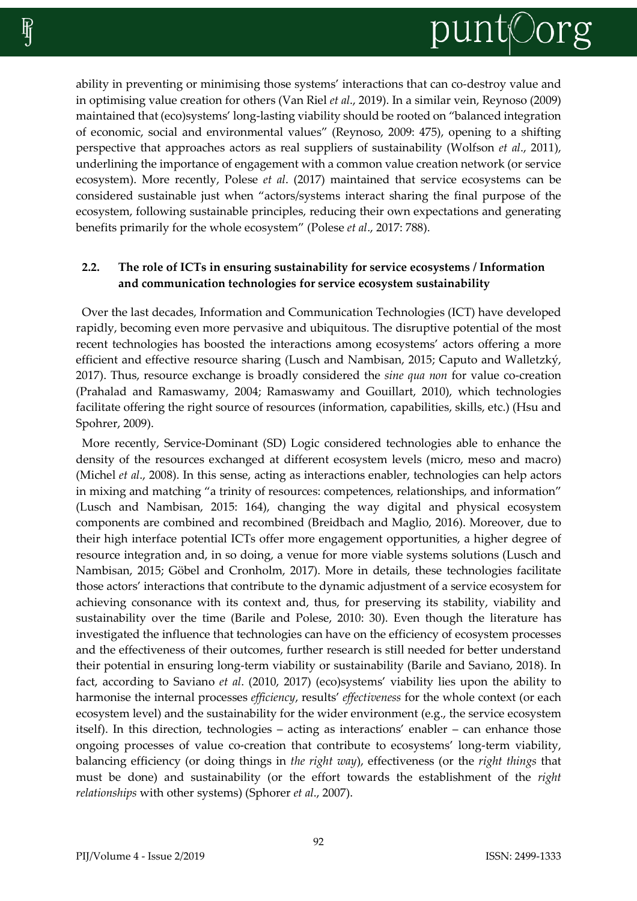ability in preventing or minimising those systems' interactions that can co-destroy value and in optimising value creation for others (Van Riel *et al*., 2019). In a similar vein, Reynoso (2009) maintained that (eco)systems' long-lasting viability should be rooted on "balanced integration of economic, social and environmental values" (Reynoso, 2009: 475), opening to a shifting perspective that approaches actors as real suppliers of sustainability (Wolfson *et al*., 2011), underlining the importance of engagement with a common value creation network (or service ecosystem). More recently, Polese *et al*. (2017) maintained that service ecosystems can be considered sustainable just when "actors/systems interact sharing the final purpose of the ecosystem, following sustainable principles, reducing their own expectations and generating benefits primarily for the whole ecosystem" (Polese *et al*., 2017: 788).

### 2.2. The role of ICTs in ensuring sustainability for service ecosystems / Information and communication technologies for service ecosystem sustainability

Over the last decades, Information and Communication Technologies (ICT) have developed rapidly, becoming even more pervasive and ubiquitous. The disruptive potential of the most recent technologies has boosted the interactions among ecosystems' actors offering a more efficient and effective resource sharing (Lusch and Nambisan, 2015; Caputo and Walletzký, 2017). Thus, resource exchange is broadly considered the *sine qua non* for value co-creation (Prahalad and Ramaswamy, 2004; Ramaswamy and Gouillart, 2010), which technologies facilitate offering the right source of resources (information, capabilities, skills, etc.) (Hsu and Spohrer, 2009).

More recently, Service-Dominant (SD) Logic considered technologies able to enhance the density of the resources exchanged at different ecosystem levels (micro, meso and macro) (Michel *et al*., 2008). In this sense, acting as interactions enabler, technologies can help actors in mixing and matching "a trinity of resources: competences, relationships, and information" (Lusch and Nambisan, 2015: 164), changing the way digital and physical ecosystem components are combined and recombined (Breidbach and Maglio, 2016). Moreover, due to their high interface potential ICTs offer more engagement opportunities, a higher degree of resource integration and, in so doing, a venue for more viable systems solutions (Lusch and Nambisan, 2015; Göbel and Cronholm, 2017). More in details, these technologies facilitate those actors' interactions that contribute to the dynamic adjustment of a service ecosystem for achieving consonance with its context and, thus, for preserving its stability, viability and sustainability over the time (Barile and Polese, 2010: 30). Even though the literature has investigated the influence that technologies can have on the efficiency of ecosystem processes and the effectiveness of their outcomes, further research is still needed for better understand their potential in ensuring long-term viability or sustainability (Barile and Saviano, 2018). In fact, according to Saviano *et al*. (2010, 2017) (eco)systems' viability lies upon the ability to harmonise the internal processes *efficiency*, results' *effectiveness* for the whole context (or each ecosystem level) and the sustainability for the wider environment (e.g., the service ecosystem itself). In this direction, technologies – acting as interactions' enabler – can enhance those ongoing processes of value co-creation that contribute to ecosystems' long-term viability, balancing efficiency (or doing things in *the right way*), effectiveness (or the *right things* that must be done) and sustainability (or the effort towards the establishment of the *right relationships* with other systems) (Sphorer *et al*., 2007).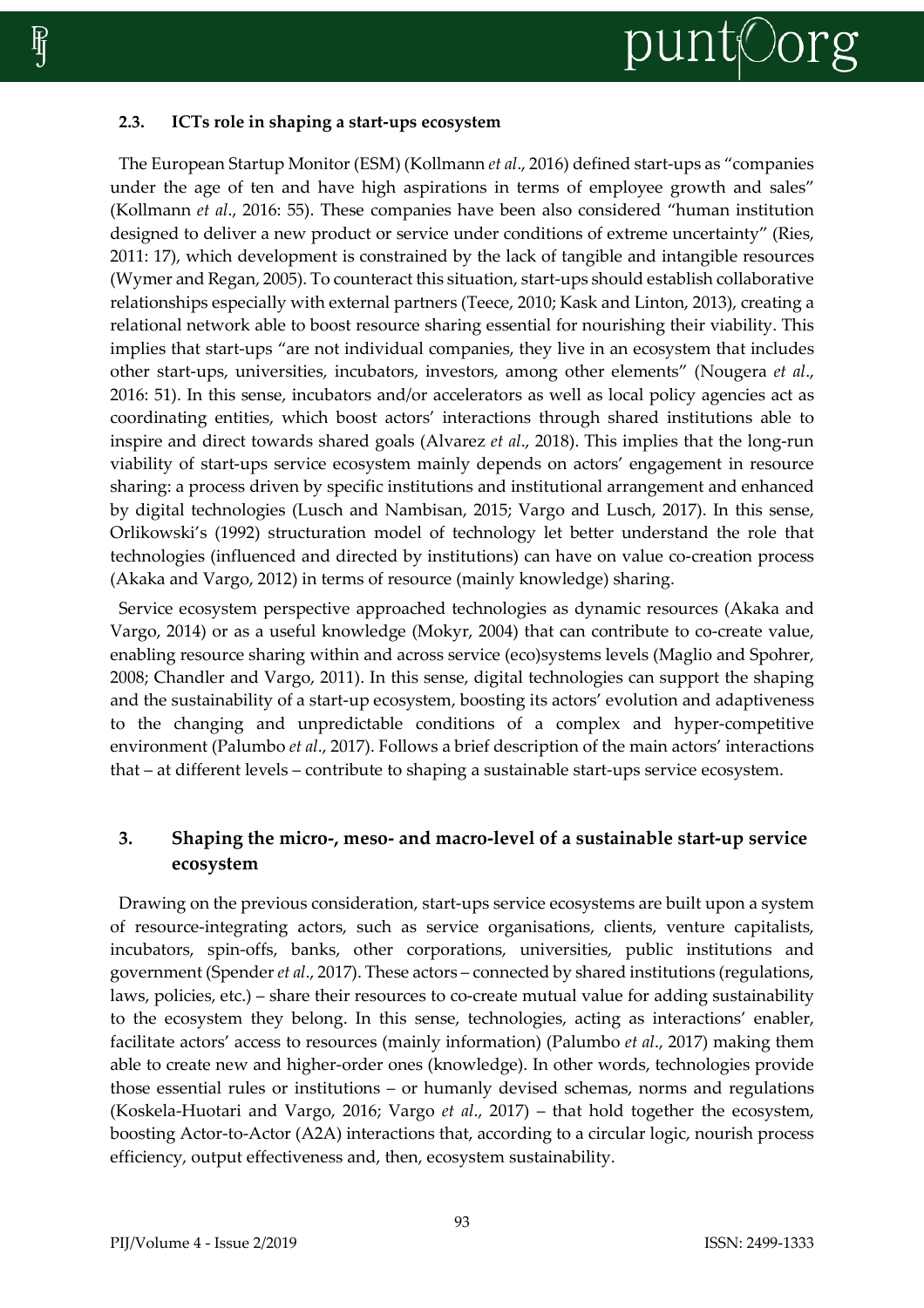### 2.3. ICTs role in shaping a start-ups ecosystem

The European Startup Monitor (ESM) (Kollmann *et al*., 2016) defined start-ups as "companies under the age of ten and have high aspirations in terms of employee growth and sales" (Kollmann *et al*., 2016: 55). These companies have been also considered "human institution designed to deliver a new product or service under conditions of extreme uncertainty" (Ries, 2011: 17), which development is constrained by the lack of tangible and intangible resources (Wymer and Regan, 2005). To counteract this situation, start-ups should establish collaborative relationships especially with external partners (Teece, 2010; Kask and Linton, 2013), creating a relational network able to boost resource sharing essential for nourishing their viability. This implies that start-ups "are not individual companies, they live in an ecosystem that includes other start-ups, universities, incubators, investors, among other elements" (Nougera *et al*., 2016: 51). In this sense, incubators and/or accelerators as well as local policy agencies act as coordinating entities, which boost actors' interactions through shared institutions able to inspire and direct towards shared goals (Alvarez *et al*., 2018). This implies that the long-run viability of start-ups service ecosystem mainly depends on actors' engagement in resource sharing: a process driven by specific institutions and institutional arrangement and enhanced by digital technologies (Lusch and Nambisan, 2015; Vargo and Lusch, 2017). In this sense, Orlikowski's (1992) structuration model of technology let better understand the role that technologies (influenced and directed by institutions) can have on value co-creation process (Akaka and Vargo, 2012) in terms of resource (mainly knowledge) sharing.

Service ecosystem perspective approached technologies as dynamic resources (Akaka and Vargo, 2014) or as a useful knowledge (Mokyr, 2004) that can contribute to co-create value, enabling resource sharing within and across service (eco)systems levels (Maglio and Spohrer, 2008; Chandler and Vargo, 2011). In this sense, digital technologies can support the shaping and the sustainability of a start-up ecosystem, boosting its actors' evolution and adaptiveness to the changing and unpredictable conditions of a complex and hyper-competitive environment (Palumbo *et al*., 2017). Follows a brief description of the main actors' interactions that – at different levels – contribute to shaping a sustainable start-ups service ecosystem.

## 3. Shaping the micro-, meso- and macro-level of a sustainable start-up service ecosystem

Drawing on the previous consideration, start-ups service ecosystems are built upon a system of resource-integrating actors, such as service organisations, clients, venture capitalists, incubators, spin-offs, banks, other corporations, universities, public institutions and government (Spender *et al*., 2017). These actors – connected by shared institutions (regulations, laws, policies, etc.) – share their resources to co-create mutual value for adding sustainability to the ecosystem they belong. In this sense, technologies, acting as interactions' enabler, facilitate actors' access to resources (mainly information) (Palumbo *et al*., 2017) making them able to create new and higher-order ones (knowledge). In other words, technologies provide those essential rules or institutions – or humanly devised schemas, norms and regulations (Koskela-Huotari and Vargo, 2016; Vargo *et al*., 2017) – that hold together the ecosystem, boosting Actor-to-Actor (A2A) interactions that, according to a circular logic, nourish process efficiency, output effectiveness and, then, ecosystem sustainability.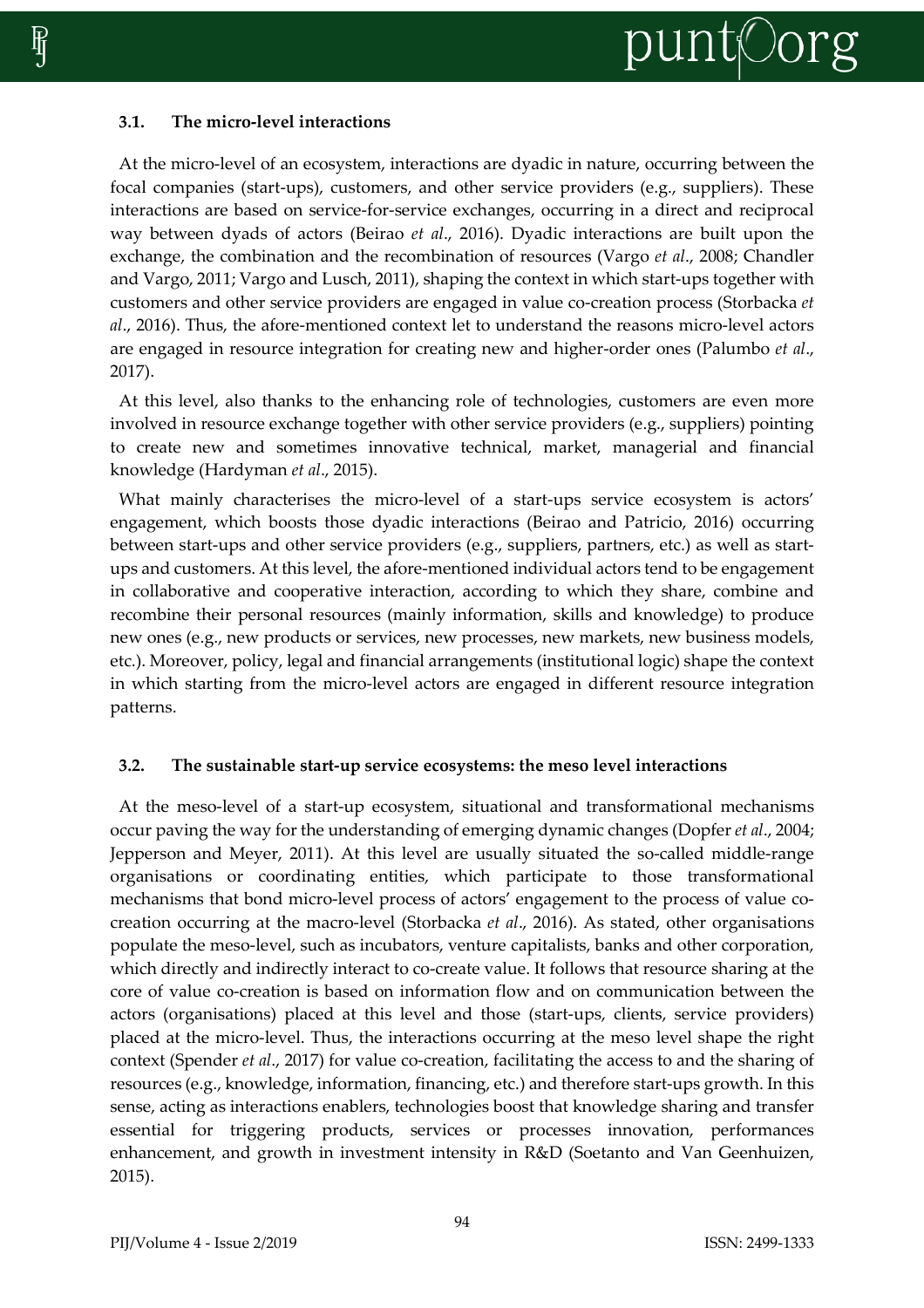### 3.1. The micro-level interactions

At the micro-level of an ecosystem, interactions are dyadic in nature, occurring between the focal companies (start-ups), customers, and other service providers (e.g., suppliers). These interactions are based on service-for-service exchanges, occurring in a direct and reciprocal way between dyads of actors (Beirao *et al*., 2016). Dyadic interactions are built upon the exchange, the combination and the recombination of resources (Vargo *et al*., 2008; Chandler and Vargo, 2011; Vargo and Lusch, 2011), shaping the context in which start-ups together with customers and other service providers are engaged in value co-creation process (Storbacka *et al*., 2016). Thus, the afore-mentioned context let to understand the reasons micro-level actors are engaged in resource integration for creating new and higher-order ones (Palumbo *et al*., 2017).

At this level, also thanks to the enhancing role of technologies, customers are even more involved in resource exchange together with other service providers (e.g., suppliers) pointing to create new and sometimes innovative technical, market, managerial and financial knowledge (Hardyman *et al*., 2015).

What mainly characterises the micro-level of a start-ups service ecosystem is actors' engagement, which boosts those dyadic interactions (Beirao and Patricio, 2016) occurring between start-ups and other service providers (e.g., suppliers, partners, etc.) as well as start-ups and customers. At this level, the afore-mentioned individual actors tend to be engagement in collaborative and cooperative interaction, according to which they share, combine and recombine their personal resources (mainly information, skills and knowledge) to produce new ones (e.g., new products or services, new processes, new markets, new business models, etc.). Moreover, policy, legal and financial arrangements (institutional logic) shape the context in which starting from the micro-level actors are engaged in different resource integration patterns.

### 3.2. The sustainable start-up service ecosystems: the meso level interactions

At the meso-level of a start-up ecosystem, situational and transformational mechanisms occur paving the way for the understanding of emerging dynamic changes (Dopfer *et al*., 2004; Jepperson and Meyer, 2011). At this level are usually situated the so-called middle-range organisations or coordinating entities, which participate to those transformational mechanisms that bond micro-level process of actors' engagement to the process of value co-creation occurring at the macro-level (Storbacka *et al*., 2016). As stated, other organisations populate the meso-level, such as incubators, venture capitalists, banks and other corporation, which directly and indirectly interact to co-create value. It follows that resource sharing at the core of value co-creation is based on information flow and on communication between the actors (organisations) placed at this level and those (start-ups, clients, service providers) placed at the micro-level. Thus, the interactions occurring at the meso level shape the right context (Spender *et al*., 2017) for value co-creation, facilitating the access to and the sharing of resources (e.g., knowledge, information, financing, etc.) and therefore start-ups growth. In this sense, acting as interactions enablers, technologies boost that knowledge sharing and transfer essential for triggering products, services or processes innovation, performances enhancement, and growth in investment intensity in R&D (Soetanto and Van Geenhuizen, 2015).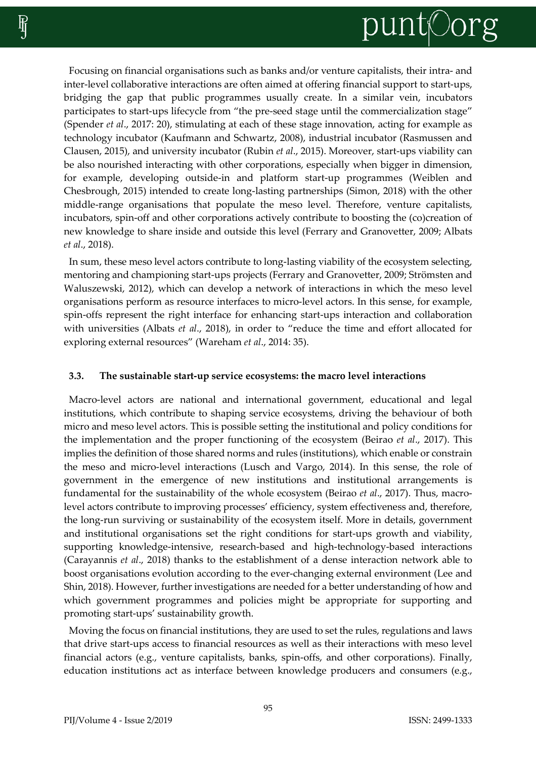Focusing on financial organisations such as banks and/or venture capitalists, their intra- and inter-level collaborative interactions are often aimed at offering financial support to start-ups, bridging the gap that public programmes usually create. In a similar vein, incubators participates to start-ups lifecycle from "the pre-seed stage until the commercialization stage" (Spender *et al*., 2017: 20), stimulating at each of these stage innovation, acting for example as technology incubator (Kaufmann and Schwartz, 2008), industrial incubator (Rasmussen and Clausen, 2015), and university incubator (Rubin *et al*., 2015). Moreover, start-ups viability can be also nourished interacting with other corporations, especially when bigger in dimension, for example, developing outside-in and platform start-up programmes (Weiblen and Chesbrough, 2015) intended to create long-lasting partnerships (Simon, 2018) with the other middle-range organisations that populate the meso level. Therefore, venture capitalists, incubators, spin-off and other corporations actively contribute to boosting the (co)creation of new knowledge to share inside and outside this level (Ferrary and Granovetter, 2009; Albats *et al*., 2018).

In sum, these meso level actors contribute to long-lasting viability of the ecosystem selecting, mentoring and championing start-ups projects (Ferrary and Granovetter, 2009; Strömsten and Waluszewski, 2012), which can develop a network of interactions in which the meso level organisations perform as resource interfaces to micro-level actors. In this sense, for example, spin-offs represent the right interface for enhancing start-ups interaction and collaboration with universities (Albats *et al*., 2018), in order to "reduce the time and effort allocated for exploring external resources" (Wareham *et al*., 2014: 35).

### 3.3. The sustainable start-up service ecosystems: the macro level interactions

Macro-level actors are national and international government, educational and legal institutions, which contribute to shaping service ecosystems, driving the behaviour of both micro and meso level actors. This is possible setting the institutional and policy conditions for the implementation and the proper functioning of the ecosystem (Beirao *et al*., 2017). This implies the definition of those shared norms and rules (institutions), which enable or constrain the meso and micro-level interactions (Lusch and Vargo, 2014). In this sense, the role of government in the emergence of new institutions and institutional arrangements is fundamental for the sustainability of the whole ecosystem (Beirao *et al*., 2017). Thus, macro-level actors contribute to improving processes' efficiency, system effectiveness and, therefore, the long-run surviving or sustainability of the ecosystem itself. More in details, government and institutional organisations set the right conditions for start-ups growth and viability, supporting knowledge-intensive, research-based and high-technology-based interactions (Carayannis *et al*., 2018) thanks to the establishment of a dense interaction network able to boost organisations evolution according to the ever-changing external environment (Lee and Shin, 2018). However, further investigations are needed for a better understanding of how and which government programmes and policies might be appropriate for supporting and promoting start-ups' sustainability growth.

Moving the focus on financial institutions, they are used to set the rules, regulations and laws that drive start-ups access to financial resources as well as their interactions with meso level financial actors (e.g., venture capitalists, banks, spin-offs, and other corporations). Finally, education institutions act as interface between knowledge producers and consumers (e.g.,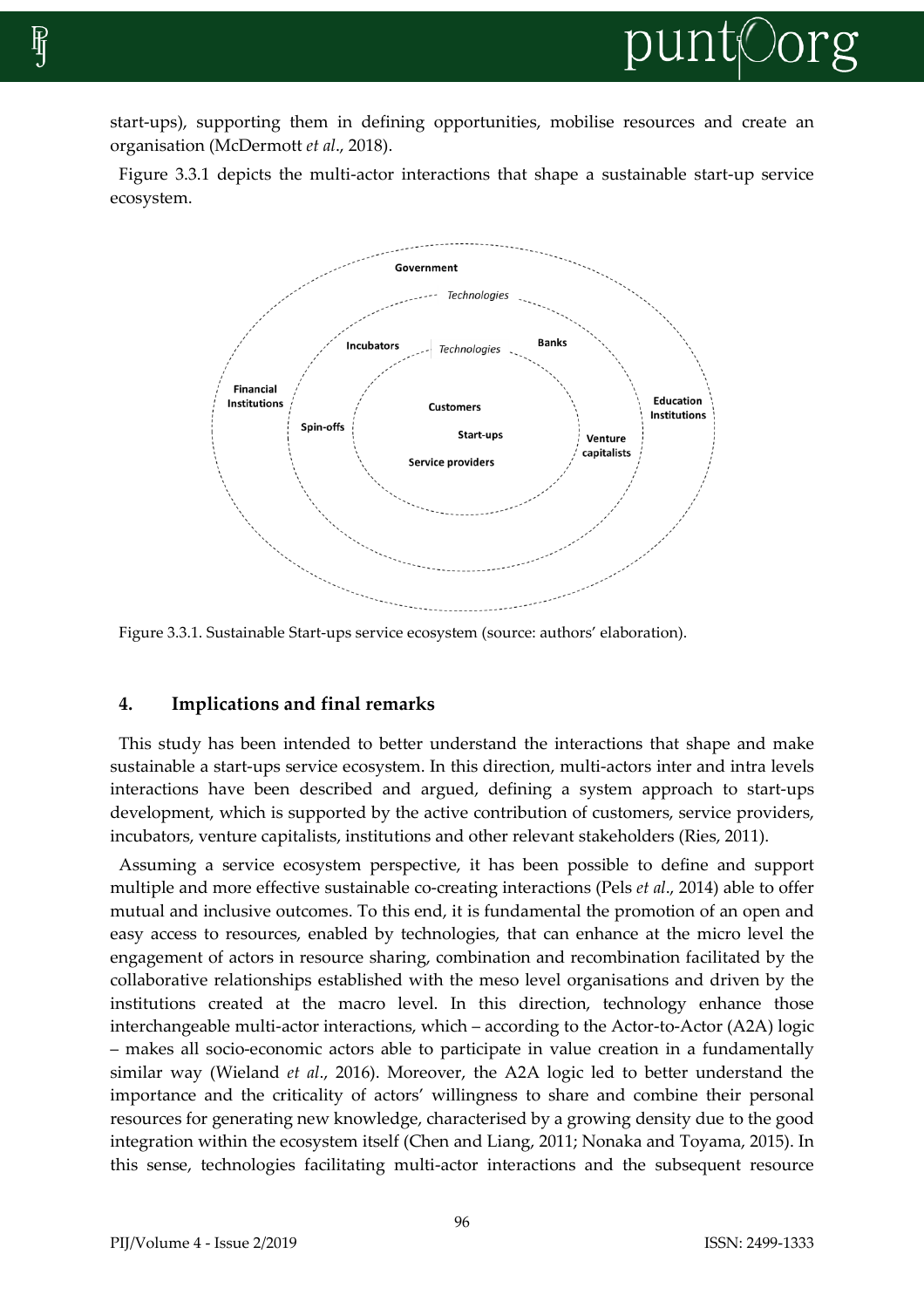start-ups), supporting them in defining opportunities, mobilise resources and create an organisation (McDermott *et al*., 2018).

Figure 3.3.1 depicts the multi-actor interactions that shape a sustainable start-up service ecosystem.

Figure 3.3.1. Sustainable Start-ups service ecosystem (source: authors' elaboration).

## 4. Implications and final remarks

This study has been intended to better understand the interactions that shape and make sustainable a start-ups service ecosystem. In this direction, multi-actors inter and intra levels interactions have been described and argued, defining a system approach to start-ups development, which is supported by the active contribution of customers, service providers, incubators, venture capitalists, institutions and other relevant stakeholders (Ries, 2011).

Assuming a service ecosystem perspective, it has been possible to define and support multiple and more effective sustainable co-creating interactions (Pels *et al*., 2014) able to offer mutual and inclusive outcomes. To this end, it is fundamental the promotion of an open and easy access to resources, enabled by technologies, that can enhance at the micro level the engagement of actors in resource sharing, combination and recombination facilitated by the collaborative relationships established with the meso level organisations and driven by the institutions created at the macro level. In this direction, technology enhance those interchangeable multi-actor interactions, which – according to the Actor-to-Actor (A2A) logic – makes all socio-economic actors able to participate in value creation in a fundamentally similar way (Wieland *et al*., 2016). Moreover, the A2A logic led to better understand the importance and the criticality of actors' willingness to share and combine their personal resources for generating new knowledge, characterised by a growing density due to the good integration within the ecosystem itself (Chen and Liang, 2011; Nonaka and Toyama, 2015). In this sense, technologies facilitating multi-actor interactions and the subsequent resource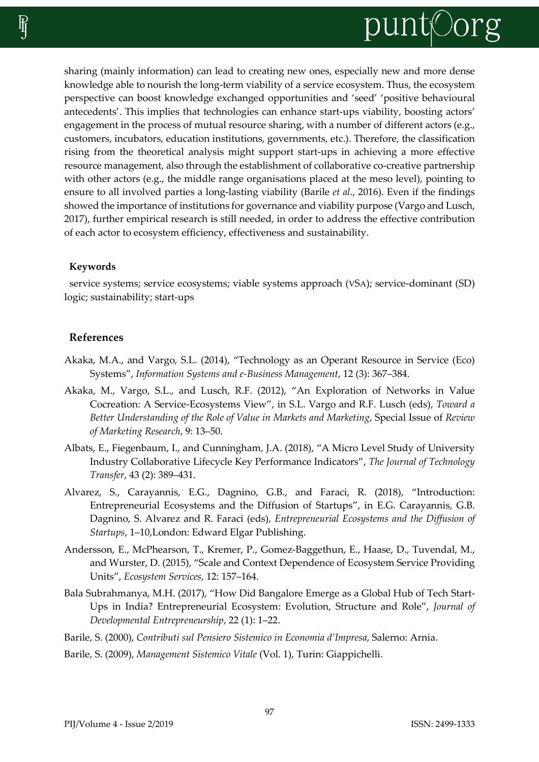sharing (mainly information) can lead to creating new ones, especially new and more dense knowledge able to nourish the long-term viability of a service ecosystem. Thus, the ecosystem perspective can boost knowledge exchanged opportunities and 'seed' 'positive behavioural antecedents'. This implies that technologies can enhance start-ups viability, boosting actors' engagement in the process of mutual resource sharing, with a number of different actors (e.g., customers, incubators, education institutions, governments, etc.). Therefore, the classification rising from the theoretical analysis might support start-ups in achieving a more effective resource management, also through the establishment of collaborative co-creative partnership with other actors (e.g., the middle range organisations placed at the meso level), pointing to ensure to all involved parties a long-lasting viability (Barile *et al*., 2016). Even if the findings showed the importance of institutions for governance and viability purpose (Vargo and Lusch, 2017), further empirical research is still needed, in order to address the effective contribution of each actor to ecosystem efficiency, effectiveness and sustainability.

### Keywords

service systems; service ecosystems; viable systems approach (VSA); service-dominant (SD) logic; sustainability; start-ups

## References

Akaka, M.A., and Vargo, S.L. (2014), "Technology as an Operant Resource in Service (Eco) Systems", *Information Systems and e-Business Management*, 12 (3): 367–384.

Akaka, M., Vargo, S.L., and Lusch, R.F. (2012), "An Exploration of Networks in Value Cocreation: A Service-Ecosystems View", in S.L. Vargo and R.F. Lusch (eds), *Toward a Better Understanding of the Role of Value in Markets and Marketing*, Special Issue of *Review of Marketing Research*, 9: 13–50.

Albats, E., Fiegenbaum, I., and Cunningham, J.A. (2018), "A Micro Level Study of University Industry Collaborative Lifecycle Key Performance Indicators", *The Journal of Technology Transfer*, 43 (2): 389–431.

Alvarez, S., Carayannis, E.G., Dagnino, G.B., and Faraci, R. (2018), "Introduction: Entrepreneurial Ecosystems and the Diffusion of Startups", in E.G. Carayannis, G.B. Dagnino, S. Alvarez and R. Faraci (eds), *Entrepreneurial Ecosystems and the Diffusion of Startups*, 1–10,London: Edward Elgar Publishing.

Andersson, E., McPhearson, T., Kremer, P., Gomez-Baggethun, E., Haase, D., Tuvendal, M., and Wurster, D. (2015), "Scale and Context Dependence of Ecosystem Service Providing Units", *Ecosystem Services*, 12: 157–164.

Bala Subrahmanya, M.H. (2017), "How Did Bangalore Emerge as a Global Hub of Tech Start-Ups in India? Entrepreneurial Ecosystem: Evolution, Structure and Role", *Journal of Developmental Entrepreneurship*, 22 (1): 1–22.

Barile, S. (2000), *Contributi sul Pensiero Sistemico in Economia d'Impresa*, Salerno: Arnia.

Barile, S. (2009), *Management Sistemico Vitale* (Vol. 1), Turin: Giappichelli.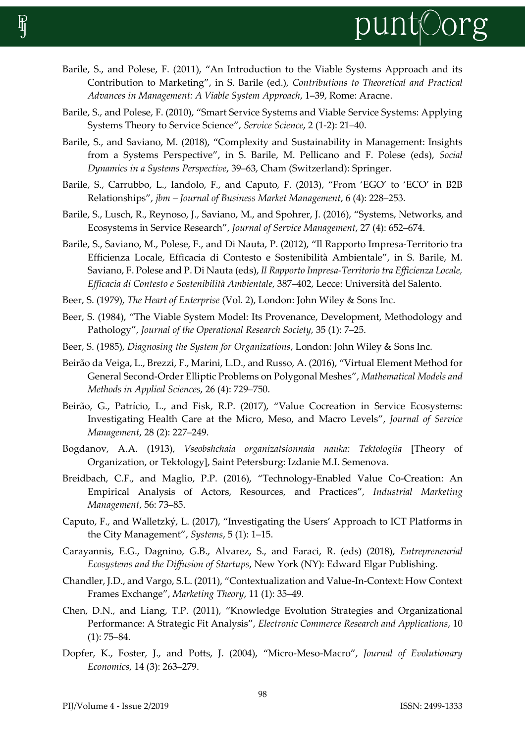Barile, S., and Polese, F. (2011), "An Introduction to the Viable Systems Approach and its Contribution to Marketing", in S. Barile (ed.), *Contributions to Theoretical and Practical Advances in Management: A Viable System Approach*, 1–39, Rome: Aracne.

Barile, S., and Polese, F. (2010), "Smart Service Systems and Viable Service Systems: Applying Systems Theory to Service Science", *Service Science*, 2 (1-2): 21–40.

Barile, S., and Saviano, M. (2018), "Complexity and Sustainability in Management: Insights from a Systems Perspective", in S. Barile, M. Pellicano and F. Polese (eds), *Social Dynamics in a Systems Perspective*, 39–63, Cham (Switzerland): Springer.

Barile, S., Carrubbo, L., Iandolo, F., and Caputo, F. (2013), "From 'EGO' to 'ECO' in B2B Relationships", *jbm – Journal of Business Market Management*, 6 (4): 228–253.

Barile, S., Lusch, R., Reynoso, J., Saviano, M., and Spohrer, J. (2016), "Systems, Networks, and Ecosystems in Service Research", *Journal of Service Management*, 27 (4): 652–674.

Barile, S., Saviano, M., Polese, F., and Di Nauta, P. (2012), "Il Rapporto Impresa-Territorio tra Efficienza Locale, Efficacia di Contesto e Sostenibilità Ambientale", in S. Barile, M. Saviano, F. Polese and P. Di Nauta (eds), *Il Rapporto Impresa-Territorio tra Efficienza Locale, Efficacia di Contesto e Sostenibilità Ambientale*, 387–402, Lecce: Università del Salento.

Beer, S. (1979), *The Heart of Enterprise* (Vol. 2), London: John Wiley & Sons Inc.

Beer, S. (1984), "The Viable System Model: Its Provenance, Development, Methodology and Pathology", *Journal of the Operational Research Society*, 35 (1): 7–25.

Beer, S. (1985), *Diagnosing the System for Organizations*, London: John Wiley & Sons Inc.

Beirão da Veiga, L., Brezzi, F., Marini, L.D., and Russo, A. (2016), "Virtual Element Method for General Second-Order Elliptic Problems on Polygonal Meshes", *Mathematical Models and Methods in Applied Sciences*, 26 (4): 729–750.

Beirão, G., Patrício, L., and Fisk, R.P. (2017), "Value Cocreation in Service Ecosystems: Investigating Health Care at the Micro, Meso, and Macro Levels", *Journal of Service Management*, 28 (2): 227–249.

Bogdanov, A.A. (1913), *Vseobshchaia organizatsionnaia nauka: Tektologiia* [Theory of Organization, or Tektology], Saint Petersburg: Izdanie M.I. Semenova.

Breidbach, C.F., and Maglio, P.P. (2016), "Technology-Enabled Value Co-Creation: An Empirical Analysis of Actors, Resources, and Practices", *Industrial Marketing Management*, 56: 73–85.

Caputo, F., and Walletzký, L. (2017), "Investigating the Users' Approach to ICT Platforms in the City Management", *Systems*, 5 (1): 1–15.

Carayannis, E.G., Dagnino, G.B., Alvarez, S., and Faraci, R. (eds) (2018), *Entrepreneurial Ecosystems and the Diffusion of Startups*, New York (NY): Edward Elgar Publishing.

Chandler, J.D., and Vargo, S.L. (2011), "Contextualization and Value-In-Context: How Context Frames Exchange", *Marketing Theory*, 11 (1): 35–49.

Chen, D.N., and Liang, T.P. (2011), "Knowledge Evolution Strategies and Organizational Performance: A Strategic Fit Analysis", *Electronic Commerce Research and Applications*, 10 (1): 75–84.

Dopfer, K., Foster, J., and Potts, J. (2004), "Micro-Meso-Macro", *Journal of Evolutionary Economics*, 14 (3): 263–279.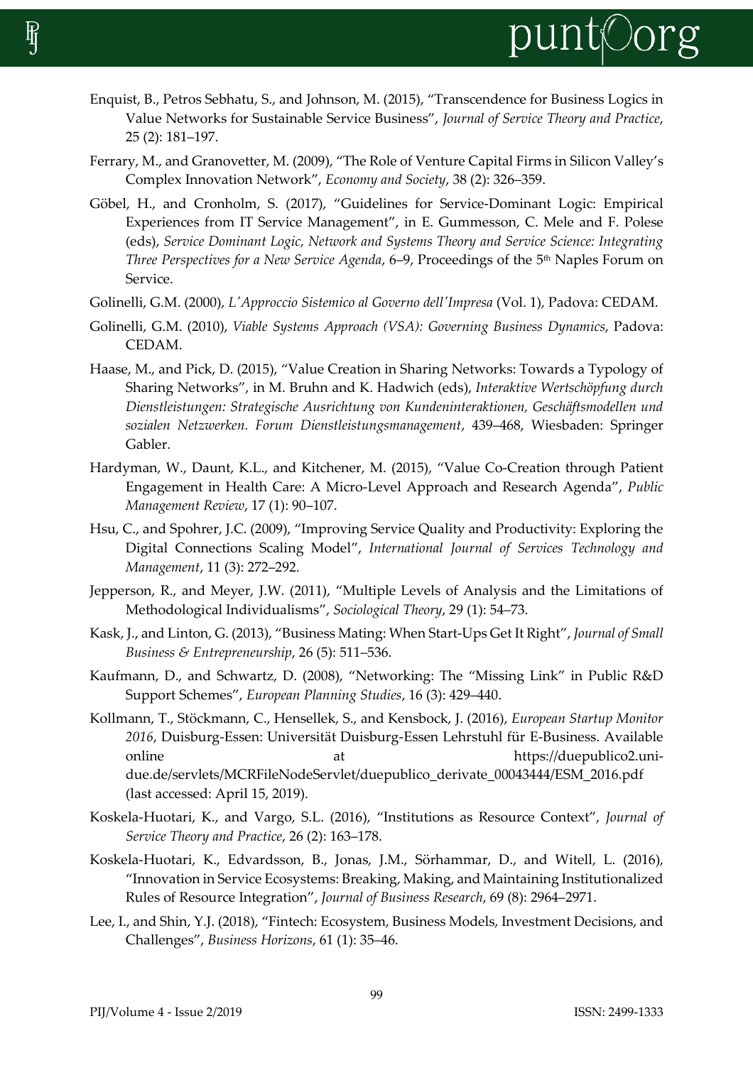Enquist, B., Petros Sebhatu, S., and Johnson, M. (2015), "Transcendence for Business Logics in Value Networks for Sustainable Service Business", *Journal of Service Theory and Practice*, 25 (2): 181–197.

Ferrary, M., and Granovetter, M. (2009), "The Role of Venture Capital Firms in Silicon Valley's Complex Innovation Network", *Economy and Society*, 38 (2): 326–359.

Göbel, H., and Cronholm, S. (2017), "Guidelines for Service-Dominant Logic: Empirical Experiences from IT Service Management", in E. Gummesson, C. Mele and F. Polese (eds), *Service Dominant Logic, Network and Systems Theory and Service Science: Integrating Three Perspectives for a New Service Agenda*, 6–9, Proceedings of the 5th Naples Forum on Service.

Golinelli, G.M. (2000), *L'Approccio Sistemico al Governo dell'Impresa* (Vol. 1), Padova: CEDAM.

Golinelli, G.M. (2010), *Viable Systems Approach (VSA): Governing Business Dynamics*, Padova: CEDAM.

Haase, M., and Pick, D. (2015), "Value Creation in Sharing Networks: Towards a Typology of Sharing Networks", in M. Bruhn and K. Hadwich (eds), *Interaktive Wertschöpfung durch Dienstleistungen: Strategische Ausrichtung von Kundeninteraktionen, Geschäftsmodellen und sozialen Netzwerken. Forum Dienstleistungsmanagement*, 439–468, Wiesbaden: Springer Gabler.

Hardyman, W., Daunt, K.L., and Kitchener, M. (2015), "Value Co-Creation through Patient Engagement in Health Care: A Micro-Level Approach and Research Agenda", *Public Management Review*, 17 (1): 90–107.

Hsu, C., and Spohrer, J.C. (2009), "Improving Service Quality and Productivity: Exploring the Digital Connections Scaling Model", *International Journal of Services Technology and Management*, 11 (3): 272–292.

Jepperson, R., and Meyer, J.W. (2011), "Multiple Levels of Analysis and the Limitations of Methodological Individualisms", *Sociological Theory*, 29 (1): 54–73.

Kask, J., and Linton, G. (2013), "Business Mating: When Start-Ups Get It Right", *Journal of Small Business & Entrepreneurship*, 26 (5): 511–536.

Kaufmann, D., and Schwartz, D. (2008), "Networking: The "Missing Link" in Public R&D Support Schemes", *European Planning Studies*, 16 (3): 429–440.

Kollmann, T., Stöckmann, C., Hensellek, S., and Kensbock, J. (2016), *European Startup Monitor 2016*, Duisburg-Essen: Universität Duisburg-Essen Lehrstuhl für E-Business. Available online at https://duepublico2.uni-due.de/servlets/MCRFileNodeServlet/duepublico_derivate_00043444/ESM_2016.pdf (last accessed: April 15, 2019).

Koskela-Huotari, K., and Vargo, S.L. (2016), "Institutions as Resource Context", *Journal of Service Theory and Practice*, 26 (2): 163–178.

Koskela-Huotari, K., Edvardsson, B., Jonas, J.M., Sörhammar, D., and Witell, L. (2016), "Innovation in Service Ecosystems: Breaking, Making, and Maintaining Institutionalized Rules of Resource Integration", *Journal of Business Research*, 69 (8): 2964–2971.

Lee, I., and Shin, Y.J. (2018), "Fintech: Ecosystem, Business Models, Investment Decisions, and Challenges", *Business Horizons*, 61 (1): 35–46.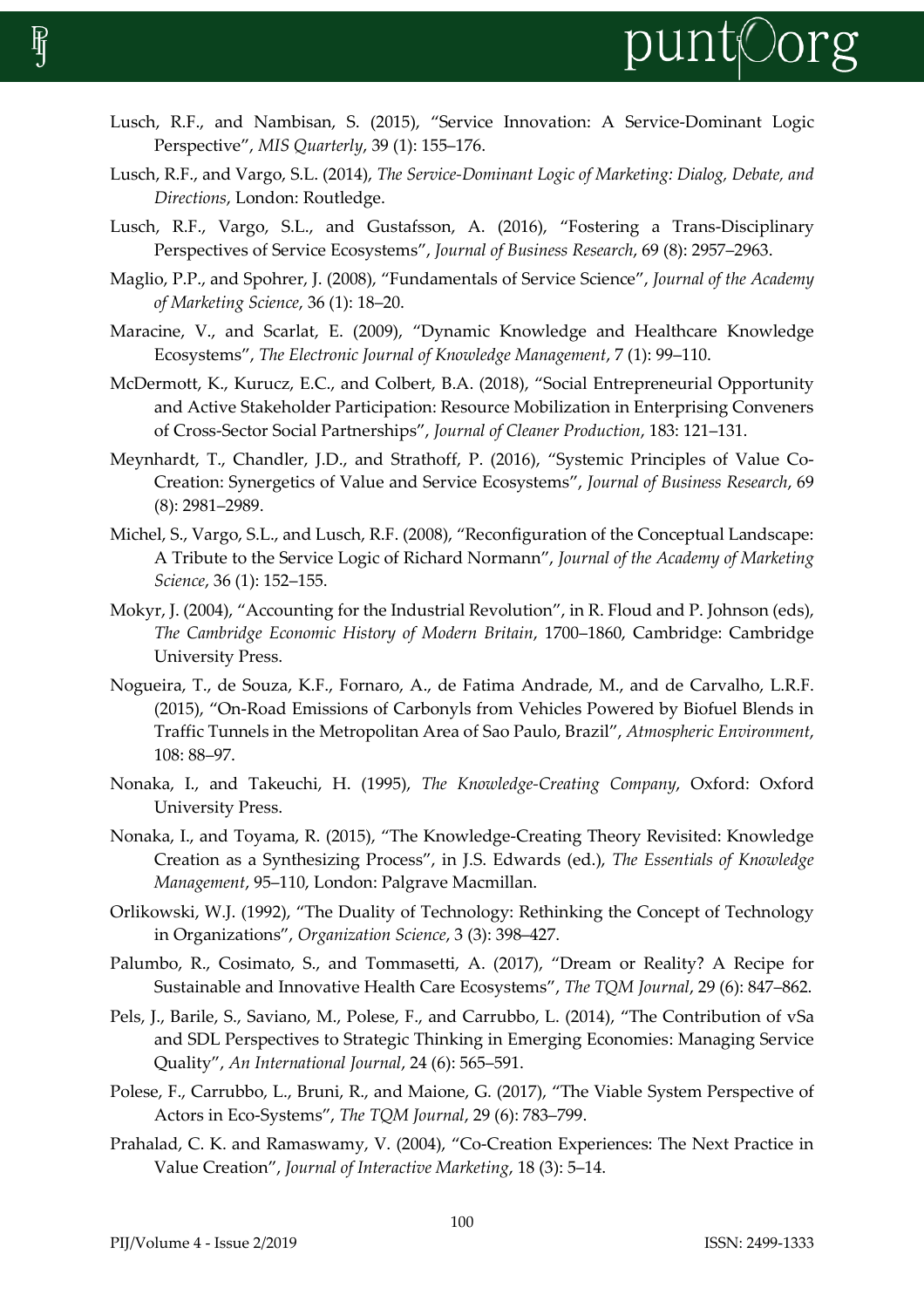Lusch, R.F., and Nambisan, S. (2015), "Service Innovation: A Service-Dominant Logic Perspective", *MIS Quarterly*, 39 (1): 155–176.

Lusch, R.F., and Vargo, S.L. (2014), *The Service-Dominant Logic of Marketing: Dialog, Debate, and Directions*, London: Routledge.

Lusch, R.F., Vargo, S.L., and Gustafsson, A. (2016), "Fostering a Trans-Disciplinary Perspectives of Service Ecosystems", *Journal of Business Research*, 69 (8): 2957–2963.

Maglio, P.P., and Spohrer, J. (2008), "Fundamentals of Service Science", *Journal of the Academy of Marketing Science*, 36 (1): 18–20.

Maracine, V., and Scarlat, E. (2009), "Dynamic Knowledge and Healthcare Knowledge Ecosystems", *The Electronic Journal of Knowledge Management*, 7 (1): 99–110.

McDermott, K., Kurucz, E.C., and Colbert, B.A. (2018), "Social Entrepreneurial Opportunity and Active Stakeholder Participation: Resource Mobilization in Enterprising Conveners of Cross-Sector Social Partnerships", *Journal of Cleaner Production*, 183: 121–131.

Meynhardt, T., Chandler, J.D., and Strathoff, P. (2016), "Systemic Principles of Value Co-Creation: Synergetics of Value and Service Ecosystems", *Journal of Business Research*, 69 (8): 2981–2989.

Michel, S., Vargo, S.L., and Lusch, R.F. (2008), "Reconfiguration of the Conceptual Landscape: A Tribute to the Service Logic of Richard Normann", *Journal of the Academy of Marketing Science*, 36 (1): 152–155.

Mokyr, J. (2004), "Accounting for the Industrial Revolution", in R. Floud and P. Johnson (eds), *The Cambridge Economic History of Modern Britain*, 1700–1860, Cambridge: Cambridge University Press.

Nogueira, T., de Souza, K.F., Fornaro, A., de Fatima Andrade, M., and de Carvalho, L.R.F. (2015), "On-Road Emissions of Carbonyls from Vehicles Powered by Biofuel Blends in Traffic Tunnels in the Metropolitan Area of Sao Paulo, Brazil", *Atmospheric Environment*, 108: 88–97.

Nonaka, I., and Takeuchi, H. (1995), *The Knowledge-Creating Company*, Oxford: Oxford University Press.

Nonaka, I., and Toyama, R. (2015), "The Knowledge-Creating Theory Revisited: Knowledge Creation as a Synthesizing Process", in J.S. Edwards (ed.), *The Essentials of Knowledge Management*, 95–110, London: Palgrave Macmillan.

Orlikowski, W.J. (1992), "The Duality of Technology: Rethinking the Concept of Technology in Organizations", *Organization Science*, 3 (3): 398–427.

Palumbo, R., Cosimato, S., and Tommasetti, A. (2017), "Dream or Reality? A Recipe for Sustainable and Innovative Health Care Ecosystems", *The TQM Journal*, 29 (6): 847–862.

Pels, J., Barile, S., Saviano, M., Polese, F., and Carrubbo, L. (2014), "The Contribution of vSa and SDL Perspectives to Strategic Thinking in Emerging Economies: Managing Service Quality", *An International Journal*, 24 (6): 565–591.

Polese, F., Carrubbo, L., Bruni, R., and Maione, G. (2017), "The Viable System Perspective of Actors in Eco-Systems", *The TQM Journal*, 29 (6): 783–799.

Prahalad, C. K. and Ramaswamy, V. (2004), "Co-Creation Experiences: The Next Practice in Value Creation", *Journal of Interactive Marketing*, 18 (3): 5–14.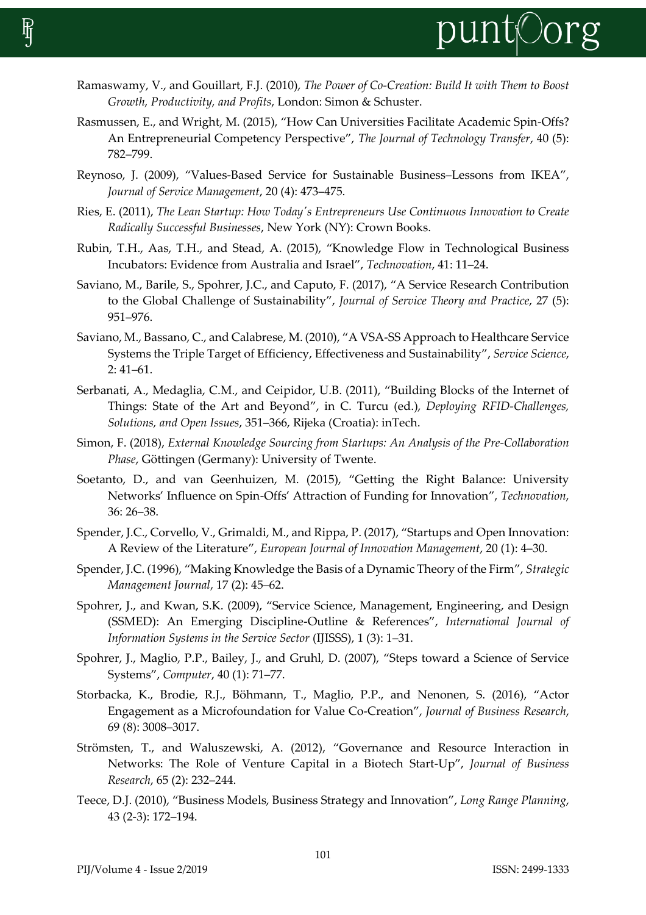Ramaswamy, V., and Gouillart, F.J. (2010), *The Power of Co-Creation: Build It with Them to Boost Growth, Productivity, and Profits*, London: Simon & Schuster.

Rasmussen, E., and Wright, M. (2015), "How Can Universities Facilitate Academic Spin-Offs? An Entrepreneurial Competency Perspective", *The Journal of Technology Transfer*, 40 (5): 782–799.

Reynoso, J. (2009), "Values-Based Service for Sustainable Business–Lessons from IKEA", *Journal of Service Management*, 20 (4): 473–475.

Ries, E. (2011), *The Lean Startup: How Today's Entrepreneurs Use Continuous Innovation to Create Radically Successful Businesses*, New York (NY): Crown Books.

Rubin, T.H., Aas, T.H., and Stead, A. (2015), "Knowledge Flow in Technological Business Incubators: Evidence from Australia and Israel", *Technovation*, 41: 11–24.

Saviano, M., Barile, S., Spohrer, J.C., and Caputo, F. (2017), "A Service Research Contribution to the Global Challenge of Sustainability", *Journal of Service Theory and Practice*, 27 (5): 951–976.

Saviano, M., Bassano, C., and Calabrese, M. (2010), "A VSA-SS Approach to Healthcare Service Systems the Triple Target of Efficiency, Effectiveness and Sustainability", *Service Science*, 2: 41–61.

Serbanati, A., Medaglia, C.M., and Ceipidor, U.B. (2011), "Building Blocks of the Internet of Things: State of the Art and Beyond", in C. Turcu (ed.), *Deploying RFID-Challenges, Solutions, and Open Issues*, 351–366, Rijeka (Croatia): inTech.

Simon, F. (2018), *External Knowledge Sourcing from Startups: An Analysis of the Pre-Collaboration Phase*, Göttingen (Germany): University of Twente.

Soetanto, D., and van Geenhuizen, M. (2015), "Getting the Right Balance: University Networks' Influence on Spin-Offs' Attraction of Funding for Innovation", *Technovation*, 36: 26–38.

Spender, J.C., Corvello, V., Grimaldi, M., and Rippa, P. (2017), "Startups and Open Innovation: A Review of the Literature", *European Journal of Innovation Management*, 20 (1): 4–30.

Spender, J.C. (1996), "Making Knowledge the Basis of a Dynamic Theory of the Firm", *Strategic Management Journal*, 17 (2): 45–62.

Spohrer, J., and Kwan, S.K. (2009), "Service Science, Management, Engineering, and Design (SSMED): An Emerging Discipline-Outline & References", *International Journal of Information Systems in the Service Sector* (IJISSS), 1 (3): 1–31.

Spohrer, J., Maglio, P.P., Bailey, J., and Gruhl, D. (2007), "Steps toward a Science of Service Systems", *Computer*, 40 (1): 71–77.

Storbacka, K., Brodie, R.J., Böhmann, T., Maglio, P.P., and Nenonen, S. (2016), "Actor Engagement as a Microfoundation for Value Co-Creation", *Journal of Business Research*, 69 (8): 3008–3017.

Strömsten, T., and Waluszewski, A. (2012), "Governance and Resource Interaction in Networks: The Role of Venture Capital in a Biotech Start-Up", *Journal of Business Research*, 65 (2): 232–244.

Teece, D.J. (2010), "Business Models, Business Strategy and Innovation", *Long Range Planning*, 43 (2-3): 172–194.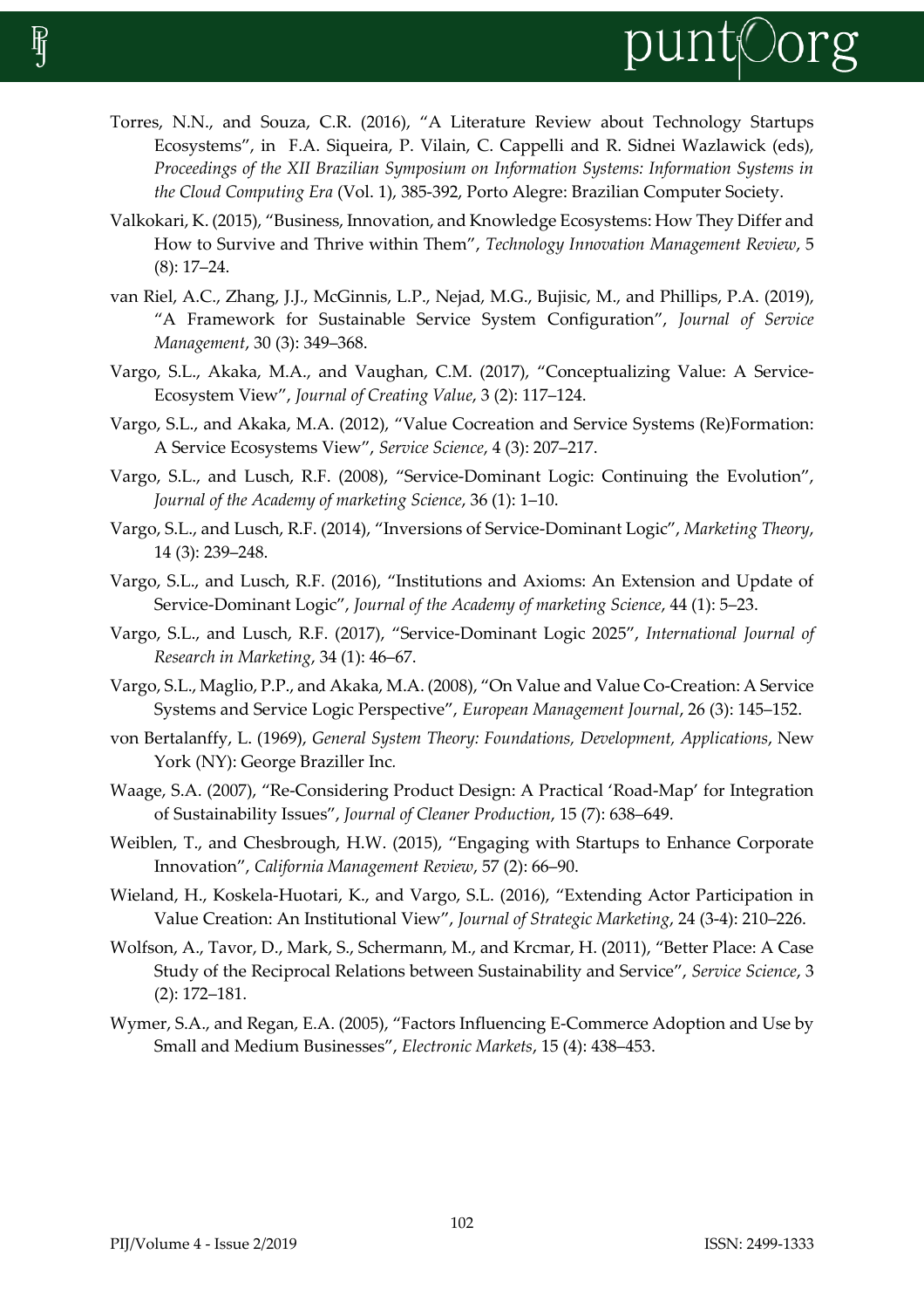Torres, N.N., and Souza, C.R. (2016), "A Literature Review about Technology Startups Ecosystems", in F.A. Siqueira, P. Vilain, C. Cappelli and R. Sidnei Wazlawick (eds), *Proceedings of the XII Brazilian Symposium on Information Systems: Information Systems in the Cloud Computing Era* (Vol. 1), 385-392, Porto Alegre: Brazilian Computer Society.

Valkokari, K. (2015), "Business, Innovation, and Knowledge Ecosystems: How They Differ and How to Survive and Thrive within Them", *Technology Innovation Management Review*, 5 (8): 17–24.

van Riel, A.C., Zhang, J.J., McGinnis, L.P., Nejad, M.G., Bujisic, M., and Phillips, P.A. (2019), "A Framework for Sustainable Service System Configuration", *Journal of Service Management*, 30 (3): 349–368.

Vargo, S.L., Akaka, M.A., and Vaughan, C.M. (2017), "Conceptualizing Value: A Service-Ecosystem View", *Journal of Creating Value*, 3 (2): 117–124.

Vargo, S.L., and Akaka, M.A. (2012), "Value Cocreation and Service Systems (Re)Formation: A Service Ecosystems View", *Service Science*, 4 (3): 207–217.

Vargo, S.L., and Lusch, R.F. (2008), "Service-Dominant Logic: Continuing the Evolution", *Journal of the Academy of marketing Science*, 36 (1): 1–10.

Vargo, S.L., and Lusch, R.F. (2014), "Inversions of Service-Dominant Logic", *Marketing Theory*, 14 (3): 239–248.

Vargo, S.L., and Lusch, R.F. (2016), "Institutions and Axioms: An Extension and Update of Service-Dominant Logic", *Journal of the Academy of marketing Science*, 44 (1): 5–23.

Vargo, S.L., and Lusch, R.F. (2017), "Service-Dominant Logic 2025", *International Journal of Research in Marketing*, 34 (1): 46–67.

Vargo, S.L., Maglio, P.P., and Akaka, M.A. (2008), "On Value and Value Co-Creation: A Service Systems and Service Logic Perspective", *European Management Journal*, 26 (3): 145–152.

von Bertalanffy, L. (1969), *General System Theory: Foundations, Development, Applications*, New York (NY): George Braziller Inc.

Waage, S.A. (2007), "Re-Considering Product Design: A Practical 'Road-Map' for Integration of Sustainability Issues", *Journal of Cleaner Production*, 15 (7): 638–649.

Weiblen, T., and Chesbrough, H.W. (2015), "Engaging with Startups to Enhance Corporate Innovation", *California Management Review*, 57 (2): 66–90.

Wieland, H., Koskela-Huotari, K., and Vargo, S.L. (2016), "Extending Actor Participation in Value Creation: An Institutional View", *Journal of Strategic Marketing*, 24 (3-4): 210–226.

Wolfson, A., Tavor, D., Mark, S., Schermann, M., and Krcmar, H. (2011), "Better Place: A Case Study of the Reciprocal Relations between Sustainability and Service", *Service Science*, 3 (2): 172–181.

Wymer, S.A., and Regan, E.A. (2005), "Factors Influencing E-Commerce Adoption and Use by Small and Medium Businesses", *Electronic Markets*, 15 (4): 438–453.